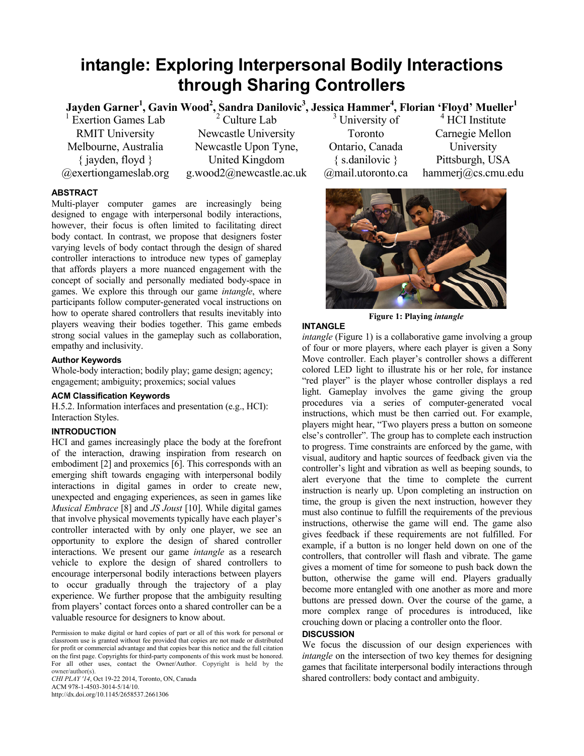# intangle: Exploring Interpersonal Bodily Interactions through Sharing Controllers

**Jayden Garner[1], Gavin Wood[2], Sandra Danilovic[3], Jessica Hammer[4], Florian 'Floyd' Mueller[1]**

[1] Exertion Games Lab
RMIT University
Melbourne, Australia
{ jayden, floyd }
@exertiongameslab.org

[2] Culture Lab
Newcastle University
Newcastle Upon Tyne,
United Kingdom
g.wood2@newcastle.ac.uk

[3] University of Toronto
Ontario, Canada
{ s.danilovic }
@mail.utoronto.ca

[4] HCI Institute
Carnegie Mellon University
Pittsburgh, USA
hammerj@cs.cmu.edu

## ABSTRACT

Multi-player computer games are increasingly being designed to engage with interpersonal bodily interactions, however, their focus is often limited to facilitating direct body contact. In contrast, we propose that designers foster varying levels of body contact through the design of shared controller interactions to introduce new types of gameplay that affords players a more nuanced engagement with the concept of socially and personally mediated body-space in games. We explore this through our game *intangle*, where participants follow computer-generated vocal instructions on how to operate shared controllers that results inevitably into players weaving their bodies together. This game embeds strong social values in the gameplay such as collaboration, empathy and inclusivity.

### Author Keywords

Whole-body interaction; bodily play; game design; agency; engagement; ambiguity; proxemics; social values

### ACM Classification Keywords

H.5.2. Information interfaces and presentation (e.g., HCI): Interaction Styles.

## INTRODUCTION

HCI and games increasingly place the body at the forefront of the interaction, drawing inspiration from research on embodiment [2] and proxemics [6]. This corresponds with an emerging shift towards engaging with interpersonal bodily interactions in digital games in order to create new, unexpected and engaging experiences, as seen in games like *Musical Embrace* [8] and *JS Joust* [10]. While digital games that involve physical movements typically have each player's controller interacted with by only one player, we see an opportunity to explore the design of shared controller interactions. We present our game *intangle* as a research vehicle to explore the design of shared controllers to encourage interpersonal bodily interactions between players to occur gradually through the trajectory of a play experience. We further propose that the ambiguity resulting from players' contact forces onto a shared controller can be a valuable resource for designers to know about.

Permission to make digital or hard copies of part or all of this work for personal or classroom use is granted without fee provided that copies are not made or distributed for profit or commercial advantage and that copies bear this notice and the full citation on the first page. Copyrights for third-party components of this work must be honored. For all other uses, contact the Owner/Author. Copyright is held by the owner/author(s).
*CHI PLAY '14*, Oct 19-22 2014, Toronto, ON, Canada
ACM 978-1-4503-3014-5/14/10.
http://dx.doi.org/10.1145/2658537.2661306

**Figure 1: Playing *intangle***

## INTANGLE

*intangle* (Figure 1) is a collaborative game involving a group of four or more players, where each player is given a Sony Move controller. Each player's controller shows a different colored LED light to illustrate his or her role, for instance "red player" is the player whose controller displays a red light. Gameplay involves the game giving the group procedures via a series of computer-generated vocal instructions, which must be then carried out. For example, players might hear, "Two players press a button on someone else's controller". The group has to complete each instruction to progress. Time constraints are enforced by the game, with visual, auditory and haptic sources of feedback given via the controller's light and vibration as well as beeping sounds, to alert everyone that the time to complete the current instruction is nearly up. Upon completing an instruction on time, the group is given the next instruction, however they must also continue to fulfill the requirements of the previous instructions, otherwise the game will end. The game also gives feedback if these requirements are not fulfilled. For example, if a button is no longer held down on one of the controllers, that controller will flash and vibrate. The game gives a moment of time for someone to push back down the button, otherwise the game will end. Players gradually become more entangled with one another as more and more buttons are pressed down. Over the course of the game, a more complex range of procedures is introduced, like crouching down or placing a controller onto the floor.

## DISCUSSION

We focus the discussion of our design experiences with *intangle* on the intersection of two key themes for designing games that facilitate interpersonal bodily interactions through shared controllers: body contact and ambiguity.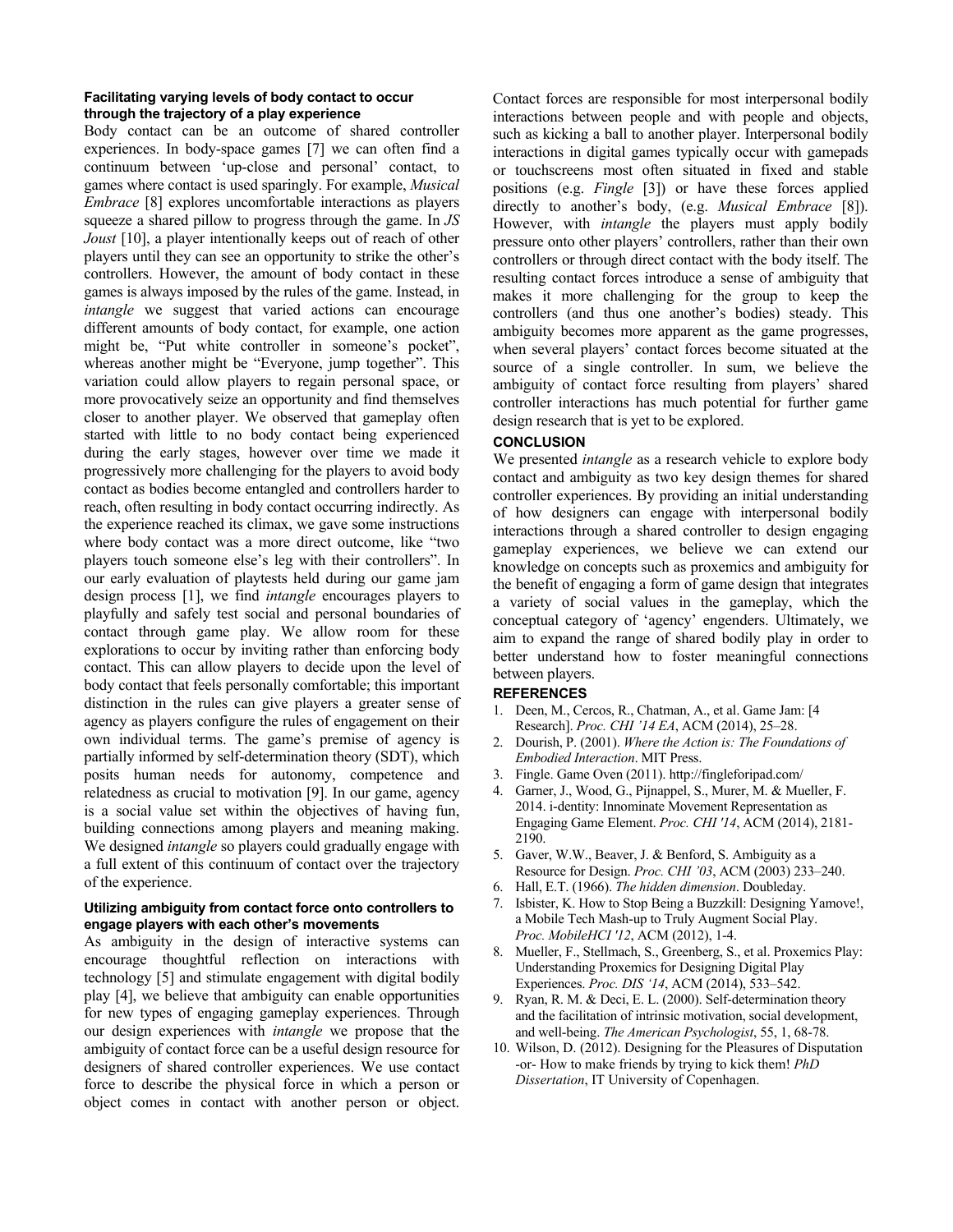### Facilitating varying levels of body contact to occur through the trajectory of a play experience

Body contact can be an outcome of shared controller experiences. In body-space games [7] we can often find a continuum between 'up-close and personal' contact, to games where contact is used sparingly. For example, *Musical Embrace* [8] explores uncomfortable interactions as players squeeze a shared pillow to progress through the game. In *JS Joust* [10], a player intentionally keeps out of reach of other players until they can see an opportunity to strike the other's controllers. However, the amount of body contact in these games is always imposed by the rules of the game. Instead, in *intangle* we suggest that varied actions can encourage different amounts of body contact, for example, one action might be, "Put white controller in someone's pocket", whereas another might be "Everyone, jump together". This variation could allow players to regain personal space, or more provocatively seize an opportunity and find themselves closer to another player. We observed that gameplay often started with little to no body contact being experienced during the early stages, however over time we made it progressively more challenging for the players to avoid body contact as bodies become entangled and controllers harder to reach, often resulting in body contact occurring indirectly. As the experience reached its climax, we gave some instructions where body contact was a more direct outcome, like "two players touch someone else's leg with their controllers". In our early evaluation of playtests held during our game jam design process [1], we find *intangle* encourages players to playfully and safely test social and personal boundaries of contact through game play. We allow room for these explorations to occur by inviting rather than enforcing body contact. This can allow players to decide upon the level of body contact that feels personally comfortable; this important distinction in the rules can give players a greater sense of agency as players configure the rules of engagement on their own individual terms. The game's premise of agency is partially informed by self-determination theory (SDT), which posits human needs for autonomy, competence and relatedness as crucial to motivation [9]. In our game, agency is a social value set within the objectives of having fun, building connections among players and meaning making. We designed *intangle* so players could gradually engage with a full extent of this continuum of contact over the trajectory of the experience.

### Utilizing ambiguity from contact force onto controllers to engage players with each other's movements

As ambiguity in the design of interactive systems can encourage thoughtful reflection on interactions with technology [5] and stimulate engagement with digital bodily play [4], we believe that ambiguity can enable opportunities for new types of engaging gameplay experiences. Through our design experiences with *intangle* we propose that the ambiguity of contact force can be a useful design resource for designers of shared controller experiences. We use contact force to describe the physical force in which a person or object comes in contact with another person or object. Contact forces are responsible for most interpersonal bodily interactions between people and with people and objects, such as kicking a ball to another player. Interpersonal bodily interactions in digital games typically occur with gamepads or touchscreens most often situated in fixed and stable positions (e.g. *Fingle* [3]) or have these forces applied directly to another's body, (e.g. *Musical Embrace* [8]). However, with *intangle* the players must apply bodily pressure onto other players' controllers, rather than their own controllers or through direct contact with the body itself. The resulting contact forces introduce a sense of ambiguity that makes it more challenging for the group to keep the controllers (and thus one another's bodies) steady. This ambiguity becomes more apparent as the game progresses, when several players' contact forces become situated at the source of a single controller. In sum, we believe the ambiguity of contact force resulting from players' shared controller interactions has much potential for further game design research that is yet to be explored.

## CONCLUSION

We presented *intangle* as a research vehicle to explore body contact and ambiguity as two key design themes for shared controller experiences. By providing an initial understanding of how designers can engage with interpersonal bodily interactions through a shared controller to design engaging gameplay experiences, we believe we can extend our knowledge on concepts such as proxemics and ambiguity for the benefit of engaging a form of game design that integrates a variety of social values in the gameplay, which the conceptual category of 'agency' engenders. Ultimately, we aim to expand the range of shared bodily play in order to better understand how to foster meaningful connections between players.

## REFERENCES

1. Deen, M., Cercos, R., Chatman, A., et al. Game Jam: [4 Research]. *Proc. CHI '14 EA*, ACM (2014), 25–28.
2. Dourish, P. (2001). *Where the Action is: The Foundations of Embodied Interaction*. MIT Press.
3. Fingle. Game Oven (2011). http://fingleforipad.com/
4. Garner, J., Wood, G., Pijnappel, S., Murer, M. & Mueller, F. 2014. i-dentity: Innominate Movement Representation as Engaging Game Element. *Proc. CHI '14*, ACM (2014), 2181-2190.
5. Gaver, W.W., Beaver, J. & Benford, S. Ambiguity as a Resource for Design. *Proc. CHI '03*, ACM (2003) 233–240.
6. Hall, E.T. (1966). *The hidden dimension*. Doubleday.
7. Isbister, K. How to Stop Being a Buzzkill: Designing Yamove!, a Mobile Tech Mash-up to Truly Augment Social Play. *Proc. MobileHCI '12*, ACM (2012), 1-4.
8. Mueller, F., Stellmach, S., Greenberg, S., et al. Proxemics Play: Understanding Proxemics for Designing Digital Play Experiences. *Proc. DIS '14*, ACM (2014), 533–542.
9. Ryan, R. M. & Deci, E. L. (2000). Self-determination theory and the facilitation of intrinsic motivation, social development, and well-being. *The American Psychologist*, 55, 1, 68-78.
10. Wilson, D. (2012). Designing for the Pleasures of Disputation -or- How to make friends by trying to kick them! *PhD Dissertation*, IT University of Copenhagen.